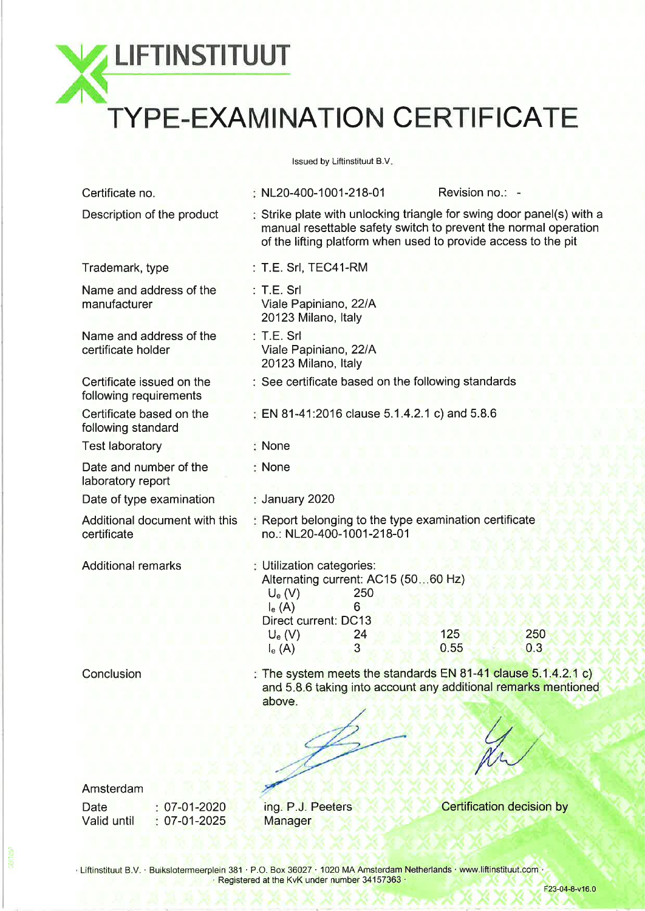# LIFTINSTITUUT

# TYPE-EXAMINATION CERTIFICATE

Issued by Liftinstituut B.V.

| | |
|---|---|
| Certificate no. | : NL20-400-1001-218-01 Revision no.: - |
| Description of the product | : Strike plate with unlocking triangle for swing door panel(s) with a manual resettable safety switch to prevent the normal operation of the lifting platform when used to provide access to the pit |
| Trademark, type | : T.E. Srl, TEC41-RM |
| Name and address of the manufacturer | : T.E. Srl<br>Viale Papiniano, 22/A<br>20123 Milano, Italy |
| Name and address of the certificate holder | : T.E. Srl<br>Viale Papiniano, 22/A<br>20123 Milano, Italy |
| Certificate issued on the following requirements | : See certificate based on the following standards |
| Certificate based on the following standard | : EN 81-41:2016 clause 5.1.4.2.1 c) and 5.8.6 |
| Test laboratory | : None |
| Date and number of the laboratory report | : None |
| Date of type examination | : January 2020 |
| Additional document with this certificate | : Report belonging to the type examination certificate no.: NL20-400-1001-218-01 |
| Additional remarks | : Utilization categories: |

Alternating current: AC15 (50…60 Hz)

| | |
|---|---|
| $U_e$ (V) | 250 |
| $I_e$ (A) | 6 |

Direct current: DC13

| | | | |
|---|---|---|---|
| $U_e$ (V) | 24 | 125 | 250 |
| $I_e$ (A) | 3 | 0.55 | 0.3 |

Conclusion : The system meets the standards EN 81-41 clause 5.1.4.2.1 c) and 5.8.6 taking into account any additional remarks mentioned above.

Amsterdam

Date : 07-01-2020

Valid until : 07-01-2025

ing. P.J. Peeters
Manager

Certification decision by

· Liftinstituut B.V. · Buikslotermeerplein 381 · P.O. Box 36027 · 1020 MA Amsterdam Netherlands · www.liftinstituut.com ·
· Registered at the KvK under number 34157363 ·

F23-04-8-v16.0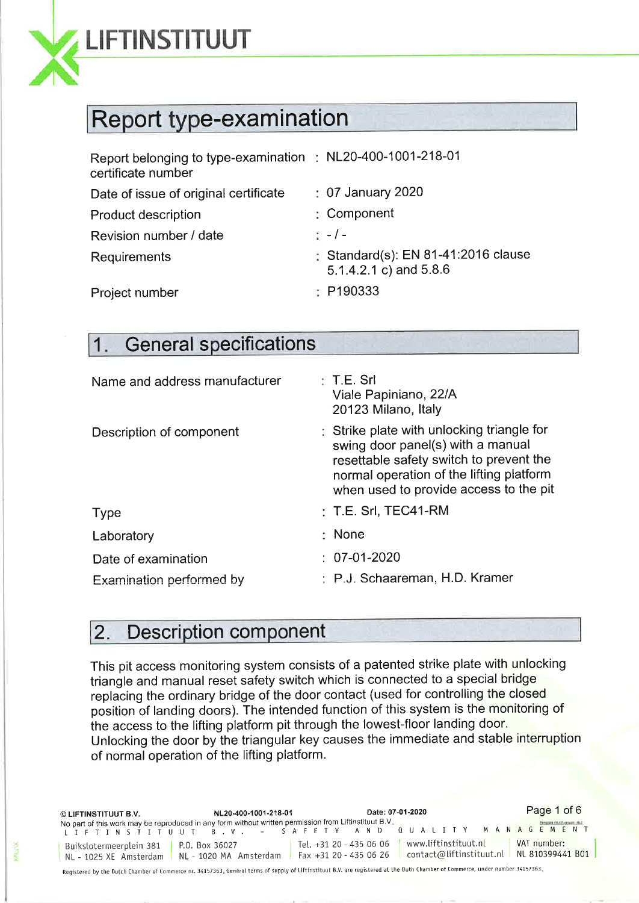# LIFTINSTITUUT

# Report type-examination

| | | |
|---|---|---|
| Report belonging to type-examination certificate number | : | NL20-400-1001-218-01 |
| Date of issue of original certificate | : | 07 January 2020 |
| Product description | : | Component |
| Revision number / date | : | - / - |
| Requirements | : | Standard(s): EN 81-41:2016 clause 5.1.4.2.1 c) and 5.8.6 |
| Project number | : | P190333 |

## 1. General specifications

| | | |
|---|---|---|
| Name and address manufacturer | : | T.E. Srl<br>Viale Papiniano, 22/A<br>20123 Milano, Italy |
| Description of component | : | Strike plate with unlocking triangle for swing door panel(s) with a manual resettable safety switch to prevent the normal operation of the lifting platform when used to provide access to the pit |
| Type | : | T.E. Srl, TEC41-RM |
| Laboratory | : | None |
| Date of examination | : | 07-01-2020 |
| Examination performed by | : | P.J. Schaareman, H.D. Kramer |

## 2. Description component

This pit access monitoring system consists of a patented strike plate with unlocking triangle and manual reset safety switch which is connected to a special bridge replacing the ordinary bridge of the door contact (used for controlling the closed position of landing doors). The intended function of this system is the monitoring of the access to the lifting platform pit through the lowest-floor landing door. Unlocking the door by the triangular key causes the immediate and stable interruption of normal operation of the lifting platform.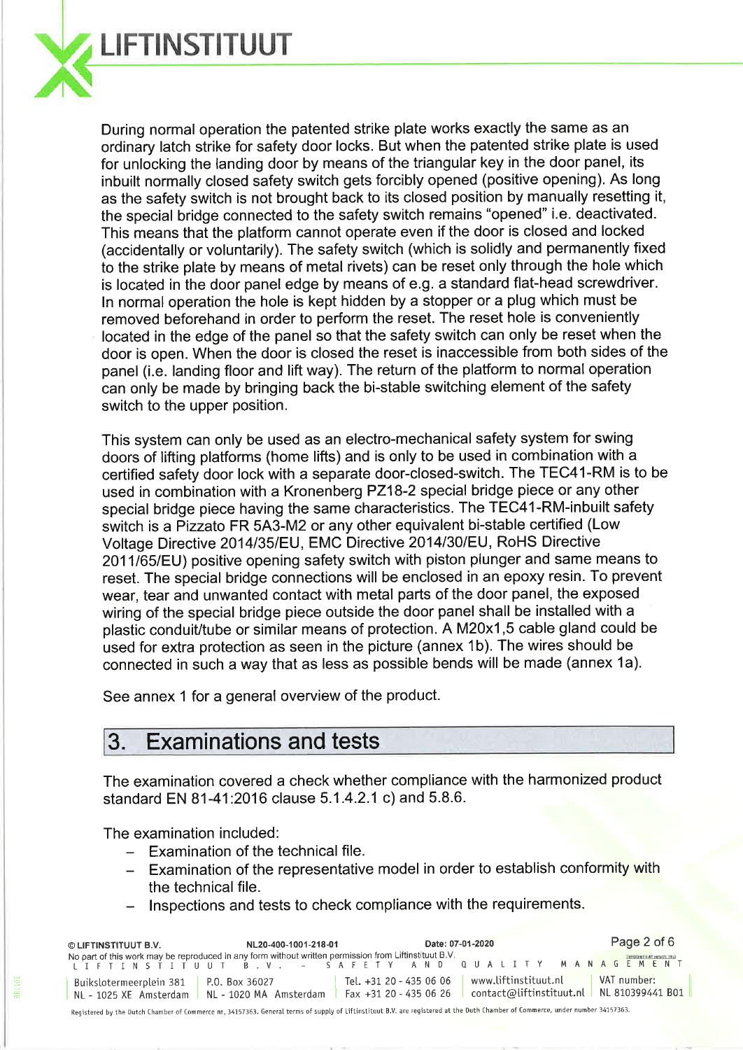During normal operation the patented strike plate works exactly the same as an ordinary latch strike for safety door locks. But when the patented strike plate is used for unlocking the landing door by means of the triangular key in the door panel, its inbuilt normally closed safety switch gets forcibly opened (positive opening). As long as the safety switch is not brought back to its closed position by manually resetting it, the special bridge connected to the safety switch remains "opened" i.e. deactivated. This means that the platform cannot operate even if the door is closed and locked (accidentally or voluntarily). The safety switch (which is solidly and permanently fixed to the strike plate by means of metal rivets) can be reset only through the hole which is located in the door panel edge by means of e.g. a standard flat-head screwdriver. In normal operation the hole is kept hidden by a stopper or a plug which must be removed beforehand in order to perform the reset. The reset hole is conveniently located in the edge of the panel so that the safety switch can only be reset when the door is open. When the door is closed the reset is inaccessible from both sides of the panel (i.e. landing floor and lift way). The return of the platform to normal operation can only be made by bringing back the bi-stable switching element of the safety switch to the upper position.

This system can only be used as an electro-mechanical safety system for swing doors of lifting platforms (home lifts) and is only to be used in combination with a certified safety door lock with a separate door-closed-switch. The TEC41-RM is to be used in combination with a Kronenberg PZ18-2 special bridge piece or any other special bridge piece having the same characteristics. The TEC41-RM-inbuilt safety switch is a Pizzato FR 5A3-M2 or any other equivalent bi-stable certified (Low Voltage Directive 2014/35/EU, EMC Directive 2014/30/EU, RoHS Directive 2011/65/EU) positive opening safety switch with piston plunger and same means to reset. The special bridge connections will be enclosed in an epoxy resin. To prevent wear, tear and unwanted contact with metal parts of the door panel, the exposed wiring of the special bridge piece outside the door panel shall be installed with a plastic conduit/tube or similar means of protection. A M20x1,5 cable gland could be used for extra protection as seen in the picture (annex 1b). The wires should be connected in such a way that as less as possible bends will be made (annex 1a).

See annex 1 for a general overview of the product.

## 3. Examinations and tests

The examination covered a check whether compliance with the harmonized product standard EN 81-41:2016 clause 5.1.4.2.1 c) and 5.8.6.

The examination included:

- Examination of the technical file.
- Examination of the representative model in order to establish conformity with the technical file.
- Inspections and tests to check compliance with the requirements.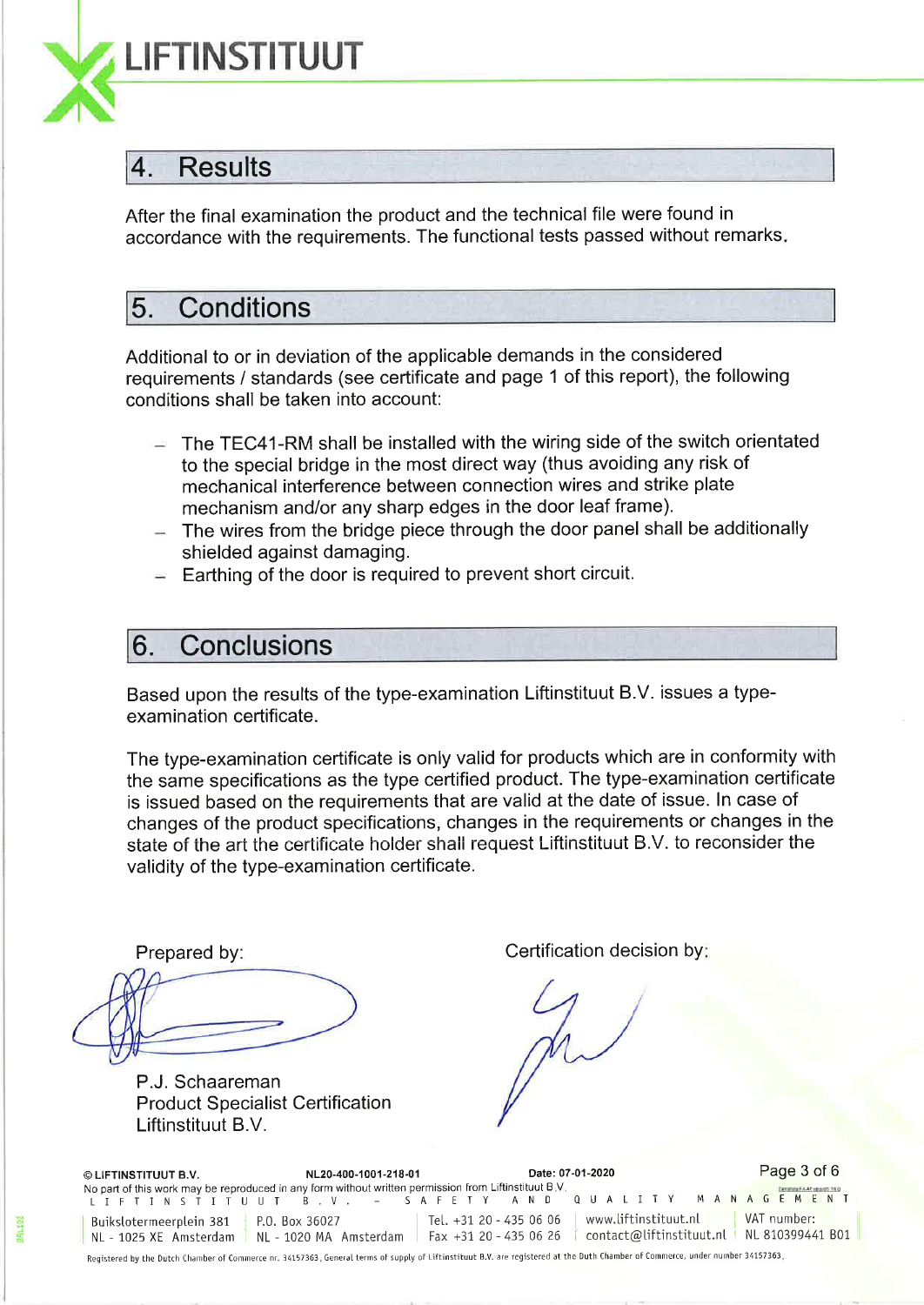## 4. Results

After the final examination the product and the technical file were found in accordance with the requirements. The functional tests passed without remarks.

## 5. Conditions

Additional to or in deviation of the applicable demands in the considered requirements / standards (see certificate and page 1 of this report), the following conditions shall be taken into account:

- The TEC41-RM shall be installed with the wiring side of the switch orientated to the special bridge in the most direct way (thus avoiding any risk of mechanical interference between connection wires and strike plate mechanism and/or any sharp edges in the door leaf frame).
- The wires from the bridge piece through the door panel shall be additionally shielded against damaging.
- Earthing of the door is required to prevent short circuit.

## 6. Conclusions

Based upon the results of the type-examination Liftinstituut B.V. issues a type-examination certificate.

The type-examination certificate is only valid for products which are in conformity with the same specifications as the type certified product. The type-examination certificate is issued based on the requirements that are valid at the date of issue. In case of changes of the product specifications, changes in the requirements or changes in the state of the art the certificate holder shall request Liftinstituut B.V. to reconsider the validity of the type-examination certificate.

Prepared by:

P.J. Schaareman
Product Specialist Certification
Liftinstituut B.V.

Certification decision by: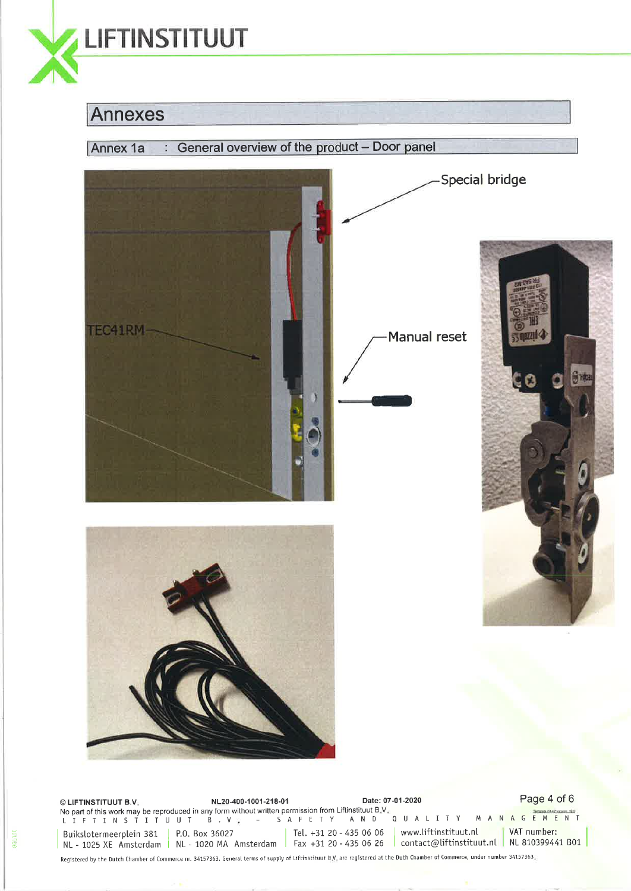# Annexes

## Annex 1a : General overview of the product – Door panel

Special bridge

TEC41RM

Manual reset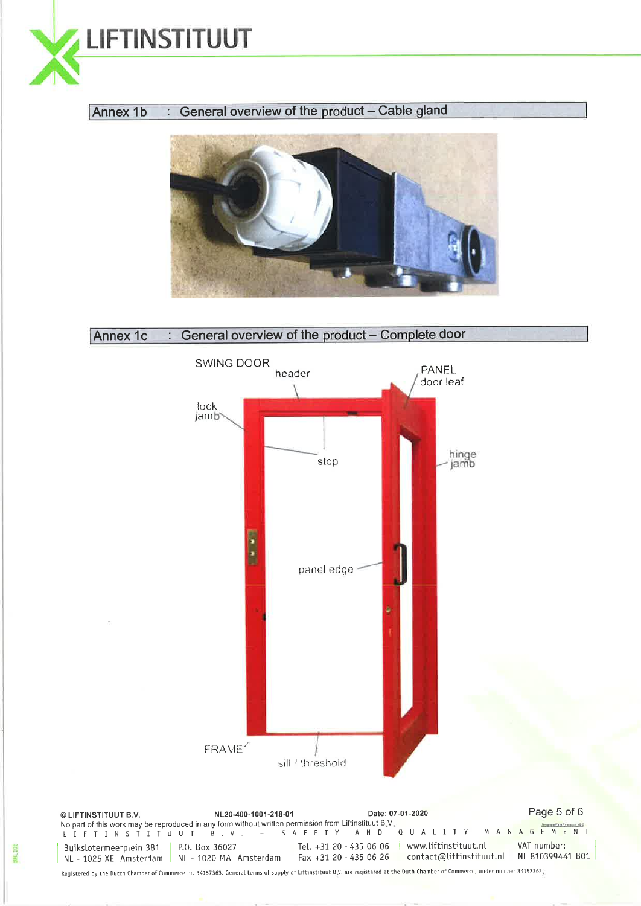## Annex 1b : General overview of the product – Cable gland

## Annex 1c : General overview of the product – Complete door

SWING DOOR

header

PANEL
door leaf

lock
jamb

stop

hinge
jamb

panel edge

FRAME

sill / threshold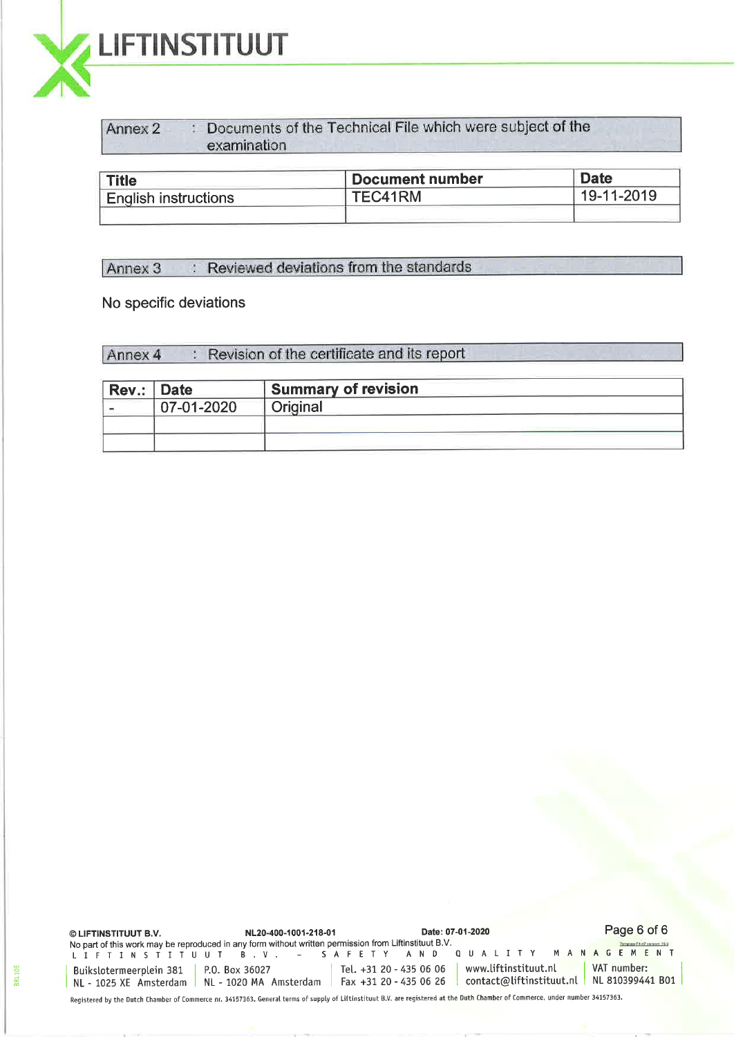## Annex 2 : Documents of the Technical File which were subject of the examination

| Title | Document number | Date |
|---|---|---|
| English instructions | TEC41RM | 19-11-2019 |
| | | |

## Annex 3 : Reviewed deviations from the standards

No specific deviations

## Annex 4 : Revision of the certificate and its report

| Rev.: | Date | Summary of revision |
|---|---|---|
| - | 07-01-2020 | Original |
| | | |
| | | |